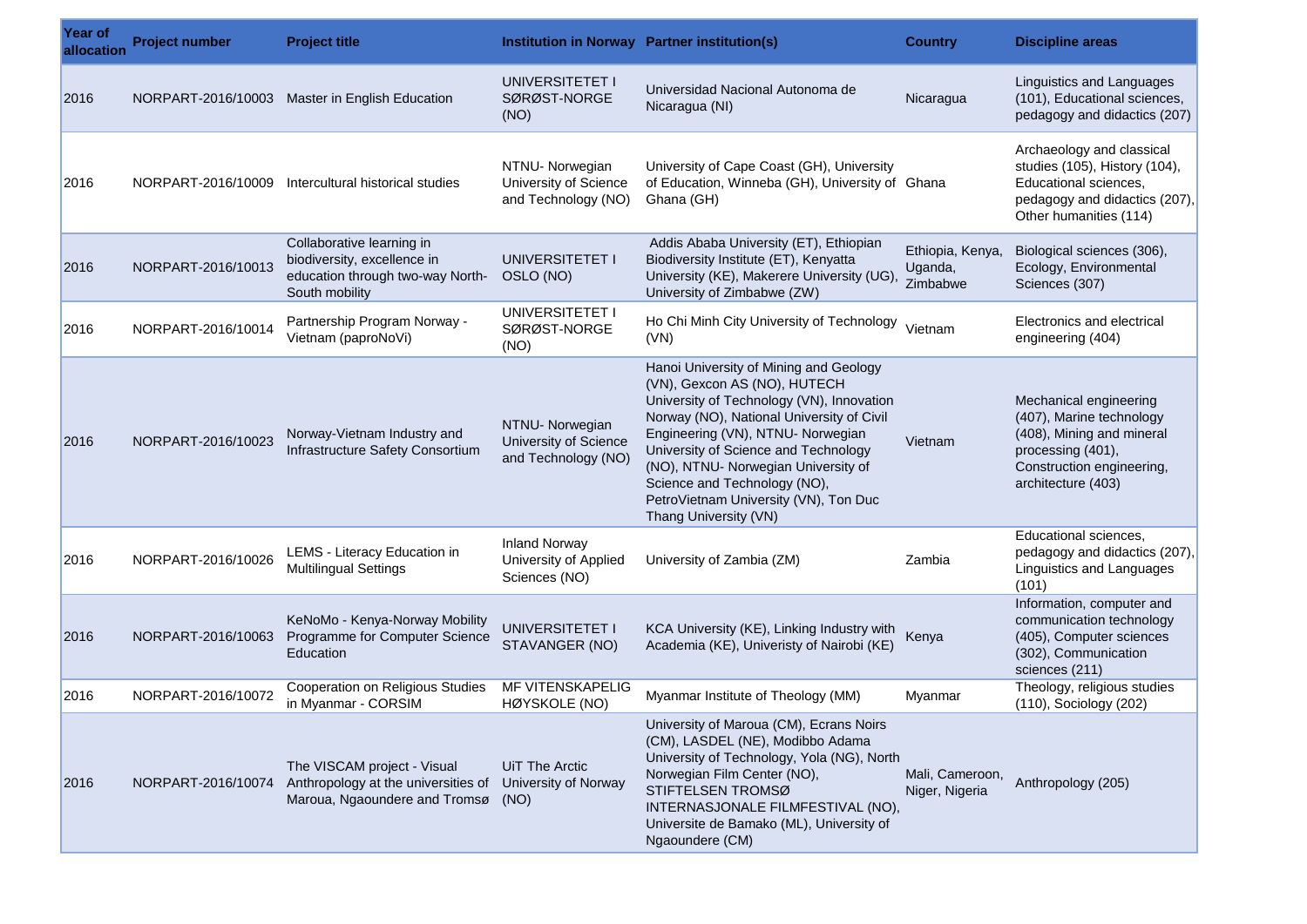| Year of allocation | Project number | Project title | Institution in Norway | Partner institution(s) | Country | Discipline areas |
|---|---|---|---|---|---|---|
| 2016 | NORPART-2016/10003 | Master in English Education | UNIVERSITETET I SØRØST-NORGE (NO) | Universidad Nacional Autonoma de Nicaragua (NI) | Nicaragua | Linguistics and Languages (101), Educational sciences, pedagogy and didactics (207) |
| 2016 | NORPART-2016/10009 | Intercultural historical studies | NTNU- Norwegian University of Science and Technology (NO) | University of Cape Coast (GH), University of Education, Winneba (GH), University of Ghana (GH) | Ghana | Archaeology and classical studies (105), History (104), Educational sciences, pedagogy and didactics (207), Other humanities (114) |
| 2016 | NORPART-2016/10013 | Collaborative learning in biodiversity, excellence in education through two-way North-South mobility | UNIVERSITETET I OSLO (NO) | Addis Ababa University (ET), Ethiopian Biodiversity Institute (ET), Kenyatta University (KE), Makerere University (UG), University of Zimbabwe (ZW) | Ethiopia, Kenya, Uganda, Zimbabwe | Biological sciences (306), Ecology, Environmental Sciences (307) |
| 2016 | NORPART-2016/10014 | Partnership Program Norway - Vietnam (paproNoVi) | UNIVERSITETET I SØRØST-NORGE (NO) | Ho Chi Minh City University of Technology (VN) | Vietnam | Electronics and electrical engineering (404) |
| 2016 | NORPART-2016/10023 | Norway-Vietnam Industry and Infrastructure Safety Consortium | NTNU- Norwegian University of Science and Technology (NO) | Hanoi University of Mining and Geology (VN), Gexcon AS (NO), HUTECH University of Technology (VN), Innovation Norway (NO), National University of Civil Engineering (VN), NTNU- Norwegian University of Science and Technology (NO), NTNU- Norwegian University of Science and Technology (NO), PetroVietnam University (VN), Ton Duc Thang University (VN) | Vietnam | Mechanical engineering (407), Marine technology (408), Mining and mineral processing (401), Construction engineering, architecture (403) |
| 2016 | NORPART-2016/10026 | LEMS - Literacy Education in Multilingual Settings | Inland Norway University of Applied Sciences (NO) | University of Zambia (ZM) | Zambia | Educational sciences, pedagogy and didactics (207), Linguistics and Languages (101) |
| 2016 | NORPART-2016/10063 | KeNoMo - Kenya-Norway Mobility Programme for Computer Science Education | UNIVERSITETET I STAVANGER (NO) | KCA University (KE), Linking Industry with Academia (KE), Univeristy of Nairobi (KE) | Kenya | Information, computer and communication technology (405), Computer sciences (302), Communication sciences (211) |
| 2016 | NORPART-2016/10072 | Cooperation on Religious Studies in Myanmar - CORSIM | MF VITENSKAPELIG HØYSKOLE (NO) | Myanmar Institute of Theology (MM) | Myanmar | Theology, religious studies (110), Sociology (202) |
| 2016 | NORPART-2016/10074 | The VISCAM project - Visual Anthropology at the universities of Maroua, Ngaoundere and Tromsø | UiT The Arctic University of Norway (NO) | University of Maroua (CM), Ecrans Noirs (CM), LASDEL (NE), Modibbo Adama University of Technology, Yola (NG), North Norwegian Film Center (NO), STIFTELSEN TROMSØ INTERNASJONALE FILMFESTIVAL (NO), Universite de Bamako (ML), University of Ngaoundere (CM) | Mali, Cameroon, Niger, Nigeria | Anthropology (205) |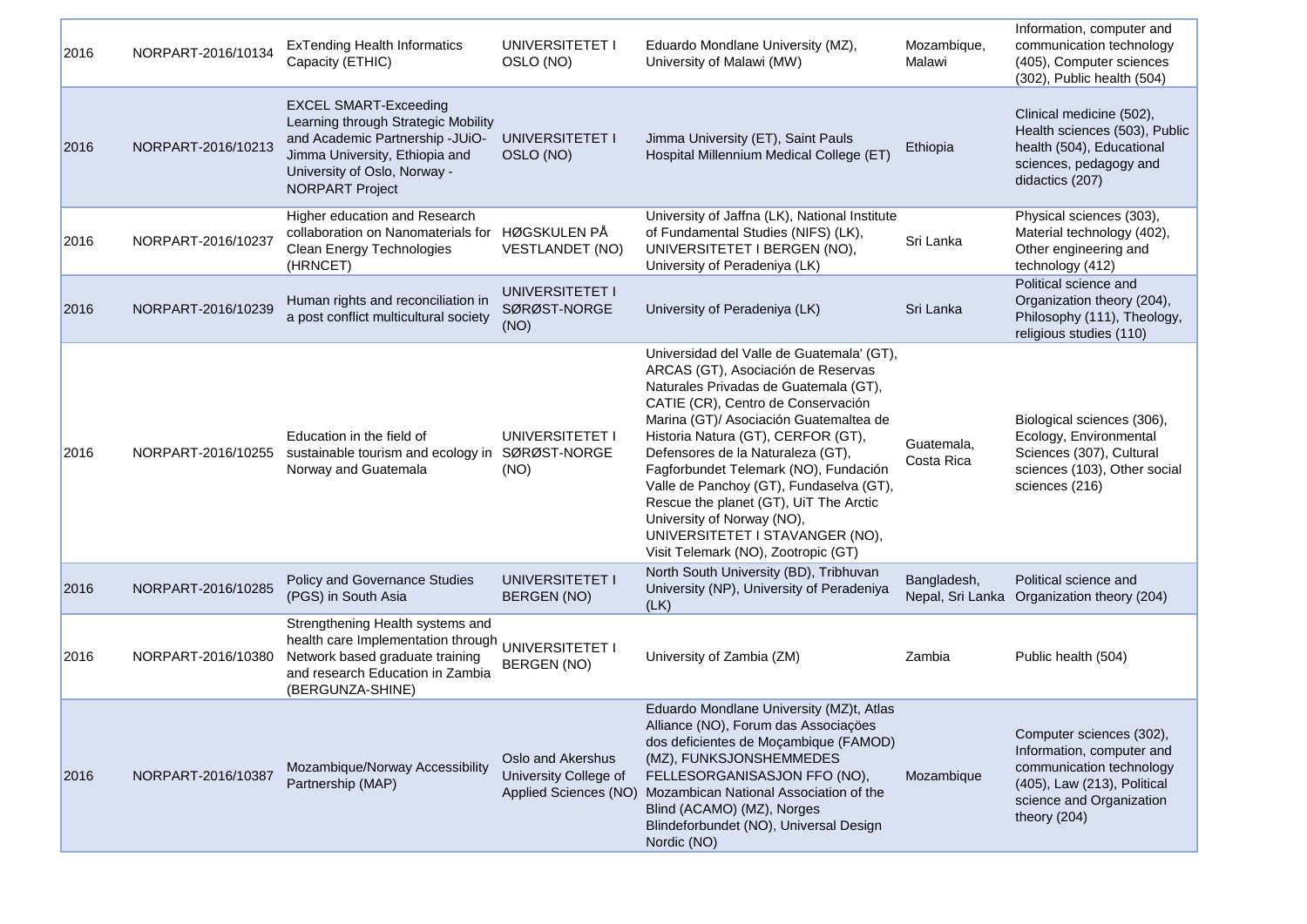| | | | | | | |
|---|---|---|---|---|---|---|
| 2016 | NORPART-2016/10134 | ExTending Health Informatics Capacity (ETHIC) | UNIVERSITETET I OSLO (NO) | Eduardo Mondlane University (MZ), University of Malawi (MW) | Mozambique, Malawi | Information, computer and communication technology (405), Computer sciences (302), Public health (504) |
| 2016 | NORPART-2016/10213 | EXCEL SMART-Exceeding Learning through Strategic Mobility and Academic Partnership -JUiO- Jimma University, Ethiopia and University of Oslo, Norway - NORPART Project | UNIVERSITETET I OSLO (NO) | Jimma University (ET), Saint Pauls Hospital Millennium Medical College (ET) | Ethiopia | Clinical medicine (502), Health sciences (503), Public health (504), Educational sciences, pedagogy and didactics (207) |
| 2016 | NORPART-2016/10237 | Higher education and Research collaboration on Nanomaterials for Clean Energy Technologies (HRNCET) | HØGSKULEN PÅ VESTLANDET (NO) | University of Jaffna (LK), National Institute of Fundamental Studies (NIFS) (LK), UNIVERSITETET I BERGEN (NO), University of Peradeniya (LK) | Sri Lanka | Physical sciences (303), Material technology (402), Other engineering and technology (412) |
| 2016 | NORPART-2016/10239 | Human rights and reconciliation in a post conflict multicultural society | UNIVERSITETET I SØRØST-NORGE (NO) | University of Peradeniya (LK) | Sri Lanka | Political science and Organization theory (204), Philosophy (111), Theology, religious studies (110) |
| 2016 | NORPART-2016/10255 | Education in the field of sustainable tourism and ecology in Norway and Guatemala | UNIVERSITETET I SØRØST-NORGE (NO) | Universidad del Valle de Guatemala' (GT), ARCAS (GT), Asociación de Reservas Naturales Privadas de Guatemala (GT), CATIE (CR), Centro de Conservación Marina (GT)/ Asociación Guatemaltea de Historia Natura (GT), CERFOR (GT), Defensores de la Naturaleza (GT), Fagforbundet Telemark (NO), Fundación Valle de Panchoy (GT), Fundaselva (GT), Rescue the planet (GT), UiT The Arctic University of Norway (NO), UNIVERSITETET I STAVANGER (NO), Visit Telemark (NO), Zootropic (GT) | Guatemala, Costa Rica | Biological sciences (306), Ecology, Environmental Sciences (307), Cultural sciences (103), Other social sciences (216) |
| 2016 | NORPART-2016/10285 | Policy and Governance Studies (PGS) in South Asia | UNIVERSITETET I BERGEN (NO) | North South University (BD), Tribhuvan University (NP), University of Peradeniya (LK) | Bangladesh, Nepal, Sri Lanka | Political science and Organization theory (204) |
| 2016 | NORPART-2016/10380 | Strengthening Health systems and health care Implementation through Network based graduate training and research Education in Zambia (BERGUNZA-SHINE) | UNIVERSITETET I BERGEN (NO) | University of Zambia (ZM) | Zambia | Public health (504) |
| 2016 | NORPART-2016/10387 | Mozambique/Norway Accessibility Partnership (MAP) | Oslo and Akershus University College of Applied Sciences (NO) | Eduardo Mondlane University (MZ)t, Atlas Alliance (NO), Forum das Associações dos deficientes de Moçambique (FAMOD) (MZ), FUNKSJONSHEMMEDES FELLESORGANISASJON FFO (NO), Mozambican National Association of the Blind (ACAMO) (MZ), Norges Blindeforbundet (NO), Universal Design Nordic (NO) | Mozambique | Computer sciences (302), Information, computer and communication technology (405), Law (213), Political science and Organization theory (204) |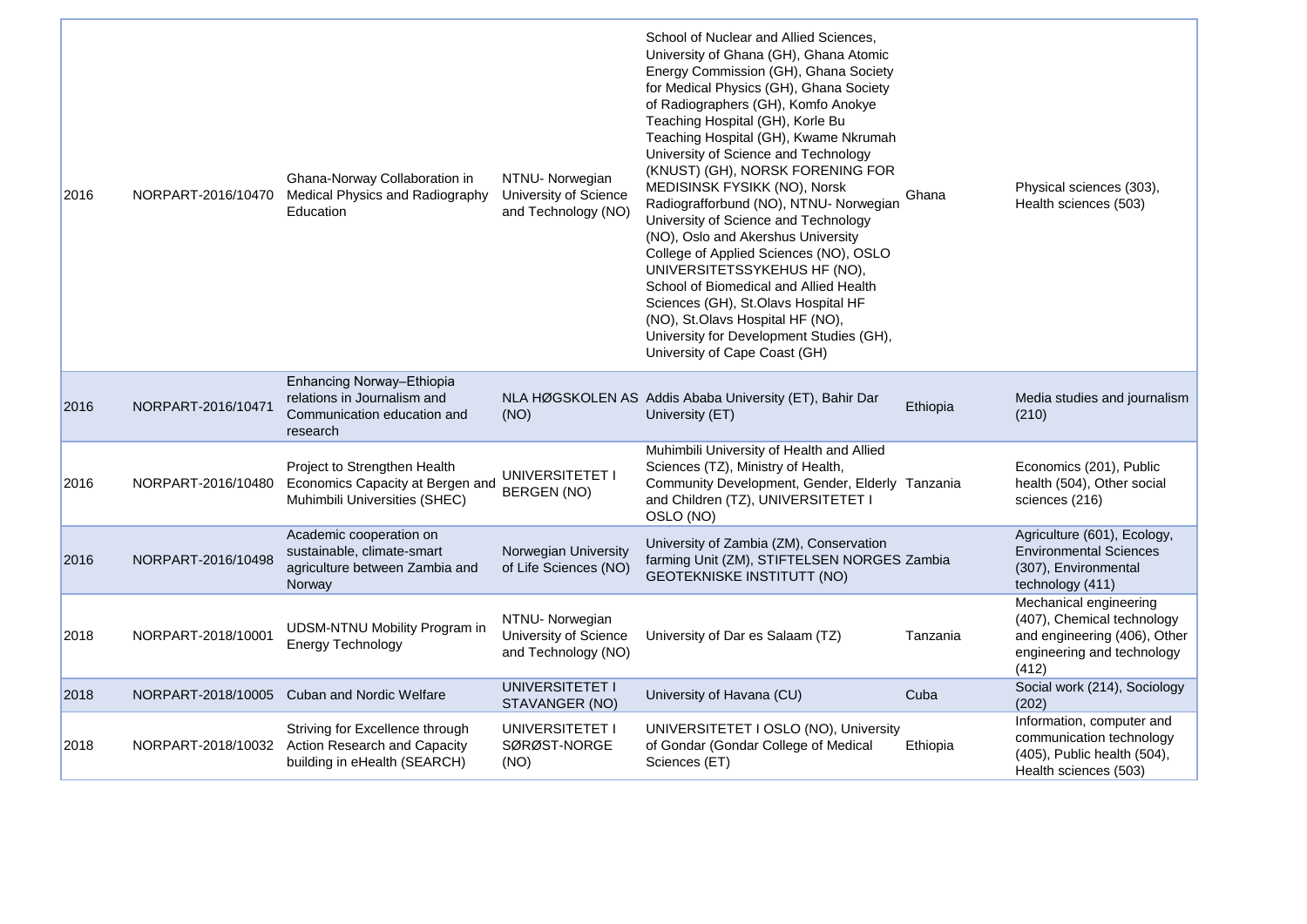| | | | | | | |
|---|---|---|---|---|---|---|
| 2016 | NORPART-2016/10470 | Ghana-Norway Collaboration in Medical Physics and Radiography Education | NTNU- Norwegian University of Science and Technology (NO) | School of Nuclear and Allied Sciences, University of Ghana (GH), Ghana Atomic Energy Commission (GH), Ghana Society for Medical Physics (GH), Ghana Society of Radiographers (GH), Komfo Anokye Teaching Hospital (GH), Korle Bu Teaching Hospital (GH), Kwame Nkrumah University of Science and Technology (KNUST) (GH), NORSK FORENING FOR MEDISINSK FYSIKK (NO), Norsk Radiografforbund (NO), NTNU- Norwegian University of Science and Technology (NO), Oslo and Akershus University College of Applied Sciences (NO), OSLO UNIVERSITETSSYKEHUS HF (NO), School of Biomedical and Allied Health Sciences (GH), St.Olavs Hospital HF (NO), St.Olavs Hospital HF (NO), University for Development Studies (GH), University of Cape Coast (GH) | Ghana | Physical sciences (303), Health sciences (503) |
| 2016 | NORPART-2016/10471 | Enhancing Norway–Ethiopia relations in Journalism and Communication education and research | NLA HØGSKOLEN AS (NO) | Addis Ababa University (ET), Bahir Dar University (ET) | Ethiopia | Media studies and journalism (210) |
| 2016 | NORPART-2016/10480 | Project to Strengthen Health Economics Capacity at Bergen and Muhimbili Universities (SHEC) | UNIVERSITETET I BERGEN (NO) | Muhimbili University of Health and Allied Sciences (TZ), Ministry of Health, Community Development, Gender, Elderly and Children (TZ), UNIVERSITETET I OSLO (NO) | Tanzania | Economics (201), Public health (504), Other social sciences (216) |
| 2016 | NORPART-2016/10498 | Academic cooperation on sustainable, climate-smart agriculture between Zambia and Norway | Norwegian University of Life Sciences (NO) | University of Zambia (ZM), Conservation farming Unit (ZM), STIFTELSEN NORGES GEOTEKNISKE INSTITUTT (NO) | Zambia | Agriculture (601), Ecology, Environmental Sciences (307), Environmental technology (411) |
| 2018 | NORPART-2018/10001 | UDSM-NTNU Mobility Program in Energy Technology | NTNU- Norwegian University of Science and Technology (NO) | University of Dar es Salaam (TZ) | Tanzania | Mechanical engineering (407), Chemical technology and engineering (406), Other engineering and technology (412) |
| 2018 | NORPART-2018/10005 | Cuban and Nordic Welfare | UNIVERSITETET I STAVANGER (NO) | University of Havana (CU) | Cuba | Social work (214), Sociology (202) |
| 2018 | NORPART-2018/10032 | Striving for Excellence through Action Research and Capacity building in eHealth (SEARCH) | UNIVERSITETET I SØRØST-NORGE (NO) | UNIVERSITETET I OSLO (NO), University of Gondar (Gondar College of Medical Sciences (ET) | Ethiopia | Information, computer and communication technology (405), Public health (504), Health sciences (503) |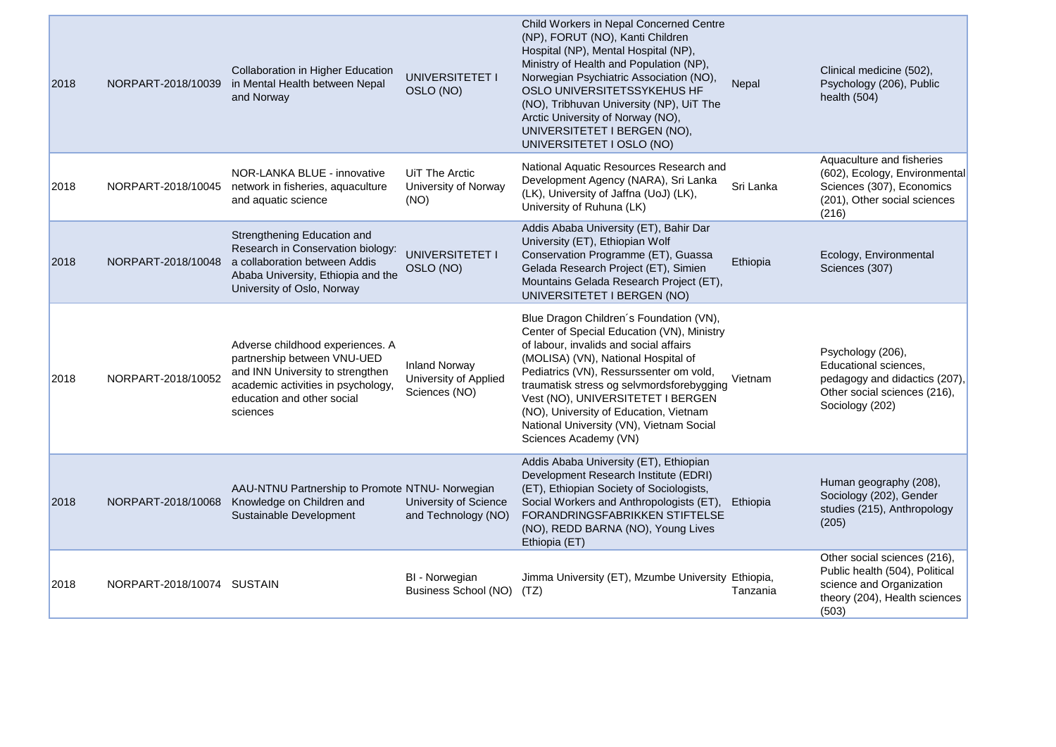| 2018 | NORPART-2018/10039 | Collaboration in Higher Education in Mental Health between Nepal and Norway | UNIVERSITETET I OSLO (NO) | Child Workers in Nepal Concerned Centre (NP), FORUT (NO), Kanti Children Hospital (NP), Mental Hospital (NP), Ministry of Health and Population (NP), Norwegian Psychiatric Association (NO), OSLO UNIVERSITETSSYKEHUS HF (NO), Tribhuvan University (NP), UiT The Arctic University of Norway (NO), UNIVERSITETET I BERGEN (NO), UNIVERSITETET I OSLO (NO) | Nepal | Clinical medicine (502), Psychology (206), Public health (504) |
|---|---|---|---|---|---|---|
| 2018 | NORPART-2018/10045 | NOR-LANKA BLUE - innovative network in fisheries, aquaculture and aquatic science | UiT The Arctic University of Norway (NO) | National Aquatic Resources Research and Development Agency (NARA), Sri Lanka (LK), University of Jaffna (UoJ) (LK), University of Ruhuna (LK) | Sri Lanka | Aquaculture and fisheries (602), Ecology, Environmental Sciences (307), Economics (201), Other social sciences (216) |
| 2018 | NORPART-2018/10048 | Strengthening Education and Research in Conservation biology: a collaboration between Addis Ababa University, Ethiopia and the University of Oslo, Norway | UNIVERSITETET I OSLO (NO) | Addis Ababa University (ET), Bahir Dar University (ET), Ethiopian Wolf Conservation Programme (ET), Guassa Gelada Research Project (ET), Simien Mountains Gelada Research Project (ET), UNIVERSITETET I BERGEN (NO) | Ethiopia | Ecology, Environmental Sciences (307) |
| 2018 | NORPART-2018/10052 | Adverse childhood experiences. A partnership between VNU-UED and INN University to strengthen academic activities in psychology, education and other social sciences | Inland Norway University of Applied Sciences (NO) | Blue Dragon Children´s Foundation (VN), Center of Special Education (VN), Ministry of labour, invalids and social affairs (MOLISA) (VN), National Hospital of Pediatrics (VN), Ressurssenter om vold, traumatisk stress og selvmordsforebygging Vest (NO), UNIVERSITETET I BERGEN (NO), University of Education, Vietnam National University (VN), Vietnam Social Sciences Academy (VN) | Vietnam | Psychology (206), Educational sciences, pedagogy and didactics (207), Other social sciences (216), Sociology (202) |
| 2018 | NORPART-2018/10068 | AAU-NTNU Partnership to Promote Knowledge on Children and Sustainable Development | NTNU- Norwegian University of Science and Technology (NO) | Addis Ababa University (ET), Ethiopian Development Research Institute (EDRI) (ET), Ethiopian Society of Sociologists, Social Workers and Anthropologists (ET), FORANDRINGSFABRIKKEN STIFTELSE (NO), REDD BARNA (NO), Young Lives Ethiopia (ET) | Ethiopia | Human geography (208), Sociology (202), Gender studies (215), Anthropology (205) |
| 2018 | NORPART-2018/10074 | SUSTAIN | BI - Norwegian Business School (NO) | Jimma University (ET), Mzumbe University (TZ) | Ethiopia, Tanzania | Other social sciences (216), Public health (504), Political science and Organization theory (204), Health sciences (503) |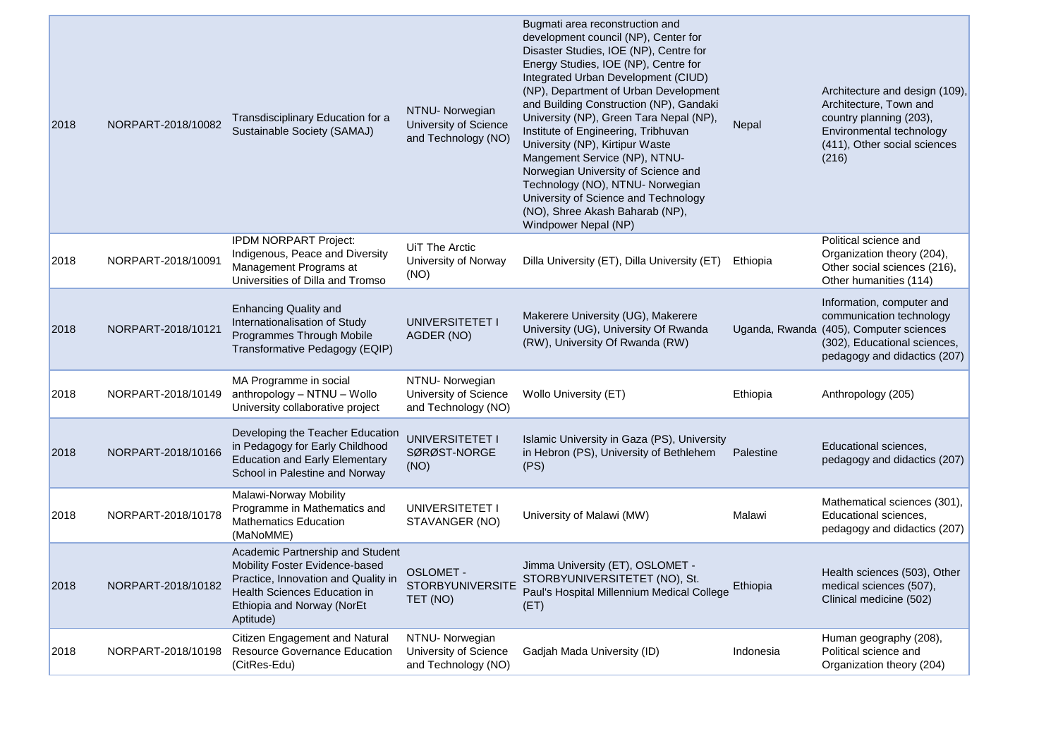| 2018 | NORPART-2018/10082 | Transdisciplinary Education for a Sustainable Society (SAMAJ) | NTNU- Norwegian University of Science and Technology (NO) | Bugmati area reconstruction and development council (NP), Center for Disaster Studies, IOE (NP), Centre for Energy Studies, IOE (NP), Centre for Integrated Urban Development (CIUD) (NP), Department of Urban Development and Building Construction (NP), Gandaki University (NP), Green Tara Nepal (NP), Institute of Engineering, Tribhuvan University (NP), Kirtipur Waste Mangement Service (NP), NTNU- Norwegian University of Science and Technology (NO), NTNU- Norwegian University of Science and Technology (NO), Shree Akash Baharab (NP), Windpower Nepal (NP) | Nepal | Architecture and design (109), Architecture, Town and country planning (203), Environmental technology (411), Other social sciences (216) |
|---|---|---|---|---|---|---|
| 2018 | NORPART-2018/10091 | IPDM NORPART Project: Indigenous, Peace and Diversity Management Programs at Universities of Dilla and Tromso | UiT The Arctic University of Norway (NO) | Dilla University (ET), Dilla University (ET) | Ethiopia | Political science and Organization theory (204), Other social sciences (216), Other humanities (114) |
| 2018 | NORPART-2018/10121 | Enhancing Quality and Internationalisation of Study Programmes Through Mobile Transformative Pedagogy (EQIP) | UNIVERSITETET I AGDER (NO) | Makerere University (UG), Makerere University (UG), University Of Rwanda (RW), University Of Rwanda (RW) | Uganda, Rwanda | Information, computer and communication technology (405), Computer sciences (302), Educational sciences, pedagogy and didactics (207) |
| 2018 | NORPART-2018/10149 | MA Programme in social anthropology – NTNU – Wollo University collaborative project | NTNU- Norwegian University of Science and Technology (NO) | Wollo University (ET) | Ethiopia | Anthropology (205) |
| 2018 | NORPART-2018/10166 | Developing the Teacher Education in Pedagogy for Early Childhood Education and Early Elementary School in Palestine and Norway | UNIVERSITETET I SØRØST-NORGE (NO) | Islamic University in Gaza (PS), University in Hebron (PS), University of Bethlehem (PS) | Palestine | Educational sciences, pedagogy and didactics (207) |
| 2018 | NORPART-2018/10178 | Malawi-Norway Mobility Programme in Mathematics and Mathematics Education (MaNoMME) | UNIVERSITETET I STAVANGER (NO) | University of Malawi (MW) | Malawi | Mathematical sciences (301), Educational sciences, pedagogy and didactics (207) |
| 2018 | NORPART-2018/10182 | Academic Partnership and Student Mobility Foster Evidence-based Practice, Innovation and Quality in Health Sciences Education in Ethiopia and Norway (NorEt Aptitude) | OSLOMET - STORBYUNIVERSITETET (NO) | Jimma University (ET), OSLOMET - STORBYUNIVERSITETET (NO), St. Paul's Hospital Millennium Medical College (ET) | Ethiopia | Health sciences (503), Other medical sciences (507), Clinical medicine (502) |
| 2018 | NORPART-2018/10198 | Citizen Engagement and Natural Resource Governance Education (CitRes-Edu) | NTNU- Norwegian University of Science and Technology (NO) | Gadjah Mada University (ID) | Indonesia | Human geography (208), Political science and Organization theory (204) |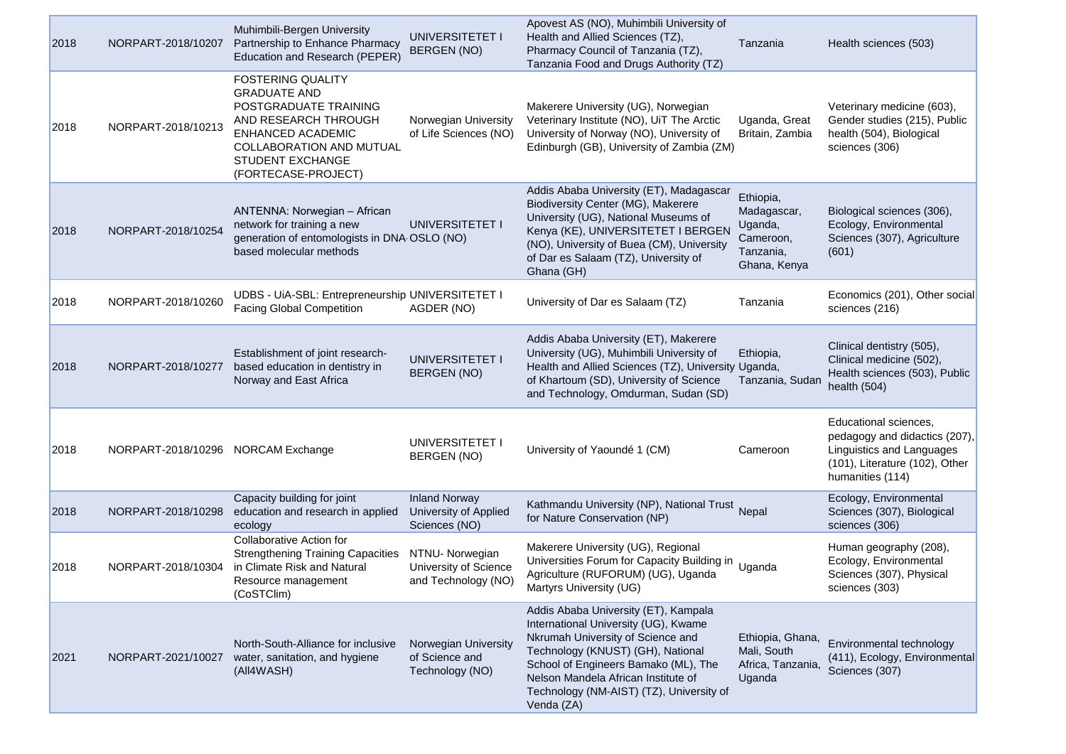| 2018 | NORPART-2018/10207 | Muhimbili-Bergen University Partnership to Enhance Pharmacy Education and Research (PEPER) | UNIVERSITETET I BERGEN (NO) | Apovest AS (NO), Muhimbili University of Health and Allied Sciences (TZ), Pharmacy Council of Tanzania (TZ), Tanzania Food and Drugs Authority (TZ) | Tanzania | Health sciences (503) |
|---|---|---|---|---|---|---|
| 2018 | NORPART-2018/10213 | FOSTERING QUALITY GRADUATE AND POSTGRADUATE TRAINING AND RESEARCH THROUGH ENHANCED ACADEMIC COLLABORATION AND MUTUAL STUDENT EXCHANGE (FORTECASE-PROJECT) | Norwegian University of Life Sciences (NO) | Makerere University (UG), Norwegian Veterinary Institute (NO), UiT The Arctic University of Norway (NO), University of Edinburgh (GB), University of Zambia (ZM) | Uganda, Great Britain, Zambia | Veterinary medicine (603), Gender studies (215), Public health (504), Biological sciences (306) |
| 2018 | NORPART-2018/10254 | ANTENNA: Norwegian – African network for training a new generation of entomologists in DNA-based molecular methods | UNIVERSITETET I OSLO (NO) | Addis Ababa University (ET), Madagascar Biodiversity Center (MG), Makerere University (UG), National Museums of Kenya (KE), UNIVERSITETET I BERGEN (NO), University of Buea (CM), University of Dar es Salaam (TZ), University of Ghana (GH) | Ethiopia, Madagascar, Uganda, Cameroon, Tanzania, Ghana, Kenya | Biological sciences (306), Ecology, Environmental Sciences (307), Agriculture (601) |
| 2018 | NORPART-2018/10260 | UDBS - UiA-SBL: Entrepreneurship Facing Global Competition | UNIVERSITETET I AGDER (NO) | University of Dar es Salaam (TZ) | Tanzania | Economics (201), Other social sciences (216) |
| 2018 | NORPART-2018/10277 | Establishment of joint research-based education in dentistry in Norway and East Africa | UNIVERSITETET I BERGEN (NO) | Addis Ababa University (ET), Makerere University (UG), Muhimbili University of Health and Allied Sciences (TZ), University of Khartoum (SD), University of Science and Technology, Omdurman, Sudan (SD) | Ethiopia, Uganda, Tanzania, Sudan | Clinical dentistry (505), Clinical medicine (502), Health sciences (503), Public health (504) |
| 2018 | NORPART-2018/10296 | NORCAM Exchange | UNIVERSITETET I BERGEN (NO) | University of Yaoundé 1 (CM) | Cameroon | Educational sciences, pedagogy and didactics (207), Linguistics and Languages (101), Literature (102), Other humanities (114) |
| 2018 | NORPART-2018/10298 | Capacity building for joint education and research in applied ecology | Inland Norway University of Applied Sciences (NO) | Kathmandu University (NP), National Trust for Nature Conservation (NP) | Nepal | Ecology, Environmental Sciences (307), Biological sciences (306) |
| 2018 | NORPART-2018/10304 | Collaborative Action for Strengthening Training Capacities in Climate Risk and Natural Resource management (CoSTClim) | NTNU- Norwegian University of Science and Technology (NO) | Makerere University (UG), Regional Universities Forum for Capacity Building in Agriculture (RUFORUM) (UG), Uganda Martyrs University (UG) | Uganda | Human geography (208), Ecology, Environmental Sciences (307), Physical sciences (303) |
| 2021 | NORPART-2021/10027 | North-South-Alliance for inclusive water, sanitation, and hygiene (All4WASH) | Norwegian University of Science and Technology (NO) | Addis Ababa University (ET), Kampala International University (UG), Kwame Nkrumah University of Science and Technology (KNUST) (GH), National School of Engineers Bamako (ML), The Nelson Mandela African Institute of Technology (NM-AIST) (TZ), University of Venda (ZA) | Ethiopia, Ghana, Mali, South Africa, Tanzania, Uganda | Environmental technology (411), Ecology, Environmental Sciences (307) |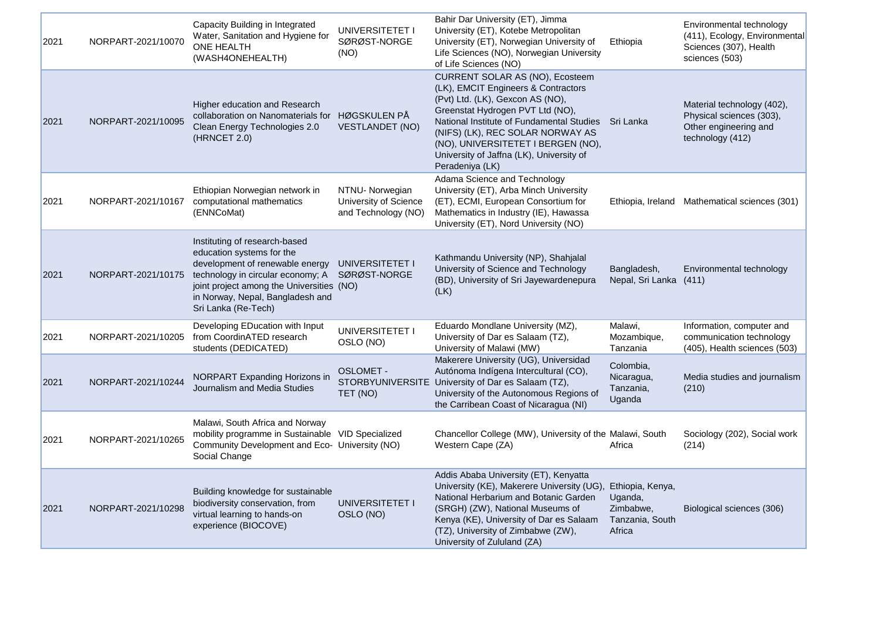| 2021 | NORPART-2021/10070 | Capacity Building in Integrated Water, Sanitation and Hygiene for ONE HEALTH (WASH4ONEHEALTH) | UNIVERSITETET I SØRØST-NORGE (NO) | Bahir Dar University (ET), Jimma University (ET), Kotebe Metropolitan University (ET), Norwegian University of Life Sciences (NO), Norwegian University of Life Sciences (NO) | Ethiopia | Environmental technology (411), Ecology, Environmental Sciences (307), Health sciences (503) |
|---|---|---|---|---|---|---|
| 2021 | NORPART-2021/10095 | Higher education and Research collaboration on Nanomaterials for Clean Energy Technologies 2.0 (HRNCET 2.0) | HØGSKULEN PÅ VESTLANDET (NO) | CURRENT SOLAR AS (NO), Ecosteem (LK), EMCIT Engineers & Contractors (Pvt) Ltd. (LK), Gexcon AS (NO), Greenstat Hydrogen PVT Ltd (NO), National Institute of Fundamental Studies (NIFS) (LK), REC SOLAR NORWAY AS (NO), UNIVERSITETET I BERGEN (NO), University of Jaffna (LK), University of Peradeniya (LK) | Sri Lanka | Material technology (402), Physical sciences (303), Other engineering and technology (412) |
| 2021 | NORPART-2021/10167 | Ethiopian Norwegian network in computational mathematics (ENNCoMat) | NTNU- Norwegian University of Science and Technology (NO) | Adama Science and Technology University (ET), Arba Minch University (ET), ECMI, European Consortium for Mathematics in Industry (IE), Hawassa University (ET), Nord University (NO) | Ethiopia, Ireland | Mathematical sciences (301) |
| 2021 | NORPART-2021/10175 | Instituting of research-based education systems for the development of renewable energy technology in circular economy; A joint project among the Universities in Norway, Nepal, Bangladesh and Sri Lanka (Re-Tech) | UNIVERSITETET I SØRØST-NORGE (NO) | Kathmandu University (NP), Shahjalal University of Science and Technology (BD), University of Sri Jayewardenepura (LK) | Bangladesh, Nepal, Sri Lanka | Environmental technology (411) |
| 2021 | NORPART-2021/10205 | Developing EDucation with Input from CoordinATED research students (DEDICATED) | UNIVERSITETET I OSLO (NO) | Eduardo Mondlane University (MZ), University of Dar es Salaam (TZ), University of Malawi (MW) | Malawi, Mozambique, Tanzania | Information, computer and communication technology (405), Health sciences (503) |
| 2021 | NORPART-2021/10244 | NORPART Expanding Horizons in Journalism and Media Studies | OSLOMET - STORBYUNIVERSITETET (NO) | Makerere University (UG), Universidad Autónoma Indígena Intercultural (CO), University of Dar es Salaam (TZ), University of the Autonomous Regions of the Carribean Coast of Nicaragua (NI) | Colombia, Nicaragua, Tanzania, Uganda | Media studies and journalism (210) |
| 2021 | NORPART-2021/10265 | Malawi, South Africa and Norway mobility programme in Sustainable Community Development and Eco-Social Change | VID Specialized University (NO) | Chancellor College (MW), University of the Western Cape (ZA) | Malawi, South Africa | Sociology (202), Social work (214) |
| 2021 | NORPART-2021/10298 | Building knowledge for sustainable biodiversity conservation, from virtual learning to hands-on experience (BIOCOVE) | UNIVERSITETET I OSLO (NO) | Addis Ababa University (ET), Kenyatta University (KE), Makerere University (UG), National Herbarium and Botanic Garden (SRGH) (ZW), National Museums of Kenya (KE), University of Dar es Salaam (TZ), University of Zimbabwe (ZW), University of Zululand (ZA) | Ethiopia, Kenya, Uganda, Zimbabwe, Tanzania, South Africa | Biological sciences (306) |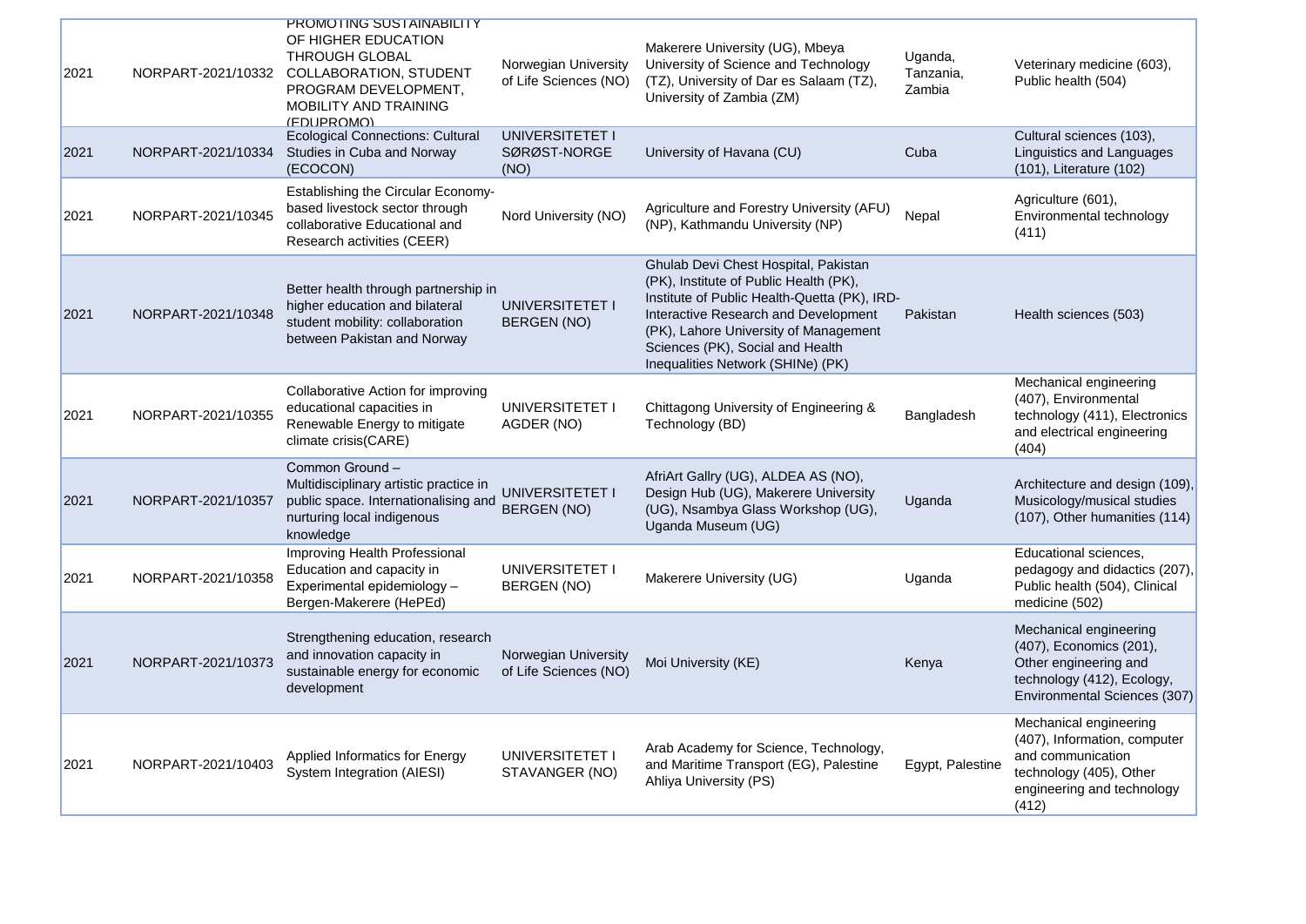| 2021 | NORPART-2021/10332 | PROMOTING SUSTAINABILITY OF HIGHER EDUCATION THROUGH GLOBAL COLLABORATION, STUDENT PROGRAM DEVELOPMENT, MOBILITY AND TRAINING (EDUPROMO) | Norwegian University of Life Sciences (NO) | Makerere University (UG), Mbeya University of Science and Technology (TZ), University of Dar es Salaam (TZ), University of Zambia (ZM) | Uganda, Tanzania, Zambia | Veterinary medicine (603), Public health (504) |
|---|---|---|---|---|---|---|
| 2021 | NORPART-2021/10334 | Ecological Connections: Cultural Studies in Cuba and Norway (ECOCON) | UNIVERSITETET I SØRØST-NORGE (NO) | University of Havana (CU) | Cuba | Cultural sciences (103), Linguistics and Languages (101), Literature (102) |
| 2021 | NORPART-2021/10345 | Establishing the Circular Economy-based livestock sector through collaborative Educational and Research activities (CEER) | Nord University (NO) | Agriculture and Forestry University (AFU) (NP), Kathmandu University (NP) | Nepal | Agriculture (601), Environmental technology (411) |
| 2021 | NORPART-2021/10348 | Better health through partnership in higher education and bilateral student mobility: collaboration between Pakistan and Norway | UNIVERSITETET I BERGEN (NO) | Ghulab Devi Chest Hospital, Pakistan (PK), Institute of Public Health (PK), Institute of Public Health-Quetta (PK), IRD-Interactive Research and Development (PK), Lahore University of Management Sciences (PK), Social and Health Inequalities Network (SHINe) (PK) | Pakistan | Health sciences (503) |
| 2021 | NORPART-2021/10355 | Collaborative Action for improving educational capacities in Renewable Energy to mitigate climate crisis(CARE) | UNIVERSITETET I AGDER (NO) | Chittagong University of Engineering & Technology (BD) | Bangladesh | Mechanical engineering (407), Environmental technology (411), Electronics and electrical engineering (404) |
| 2021 | NORPART-2021/10357 | Common Ground – Multidisciplinary artistic practice in public space. Internationalising and nurturing local indigenous knowledge | UNIVERSITETET I BERGEN (NO) | AfriArt Gallry (UG), ALDEA AS (NO), Design Hub (UG), Makerere University (UG), Nsambya Glass Workshop (UG), Uganda Museum (UG) | Uganda | Architecture and design (109), Musicology/musical studies (107), Other humanities (114) |
| 2021 | NORPART-2021/10358 | Improving Health Professional Education and capacity in Experimental epidemiology – Bergen-Makerere (HePEd) | UNIVERSITETET I BERGEN (NO) | Makerere University (UG) | Uganda | Educational sciences, pedagogy and didactics (207), Public health (504), Clinical medicine (502) |
| 2021 | NORPART-2021/10373 | Strengthening education, research and innovation capacity in sustainable energy for economic development | Norwegian University of Life Sciences (NO) | Moi University (KE) | Kenya | Mechanical engineering (407), Economics (201), Other engineering and technology (412), Ecology, Environmental Sciences (307) |
| 2021 | NORPART-2021/10403 | Applied Informatics for Energy System Integration (AIESI) | UNIVERSITETET I STAVANGER (NO) | Arab Academy for Science, Technology, and Maritime Transport (EG), Palestine Ahliya University (PS) | Egypt, Palestine | Mechanical engineering (407), Information, computer and communication technology (405), Other engineering and technology (412) |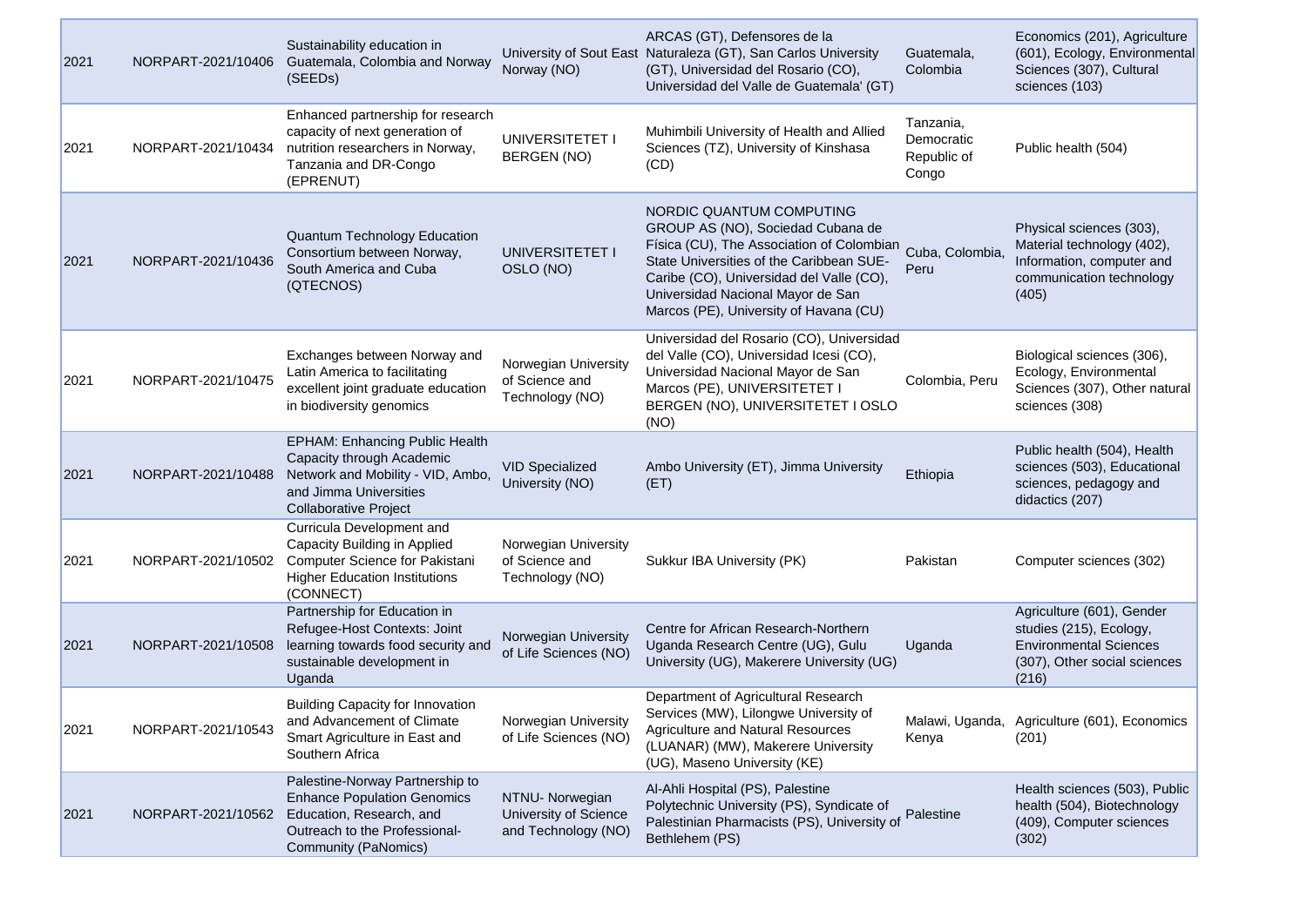| 2021 | NORPART-2021/10406 | Sustainability education in Guatemala, Colombia and Norway (SEEDs) | University of Sout East Norway (NO) | ARCAS (GT), Defensores de la Naturaleza (GT), San Carlos University (GT), Universidad del Rosario (CO), Universidad del Valle de Guatemala' (GT) | Guatemala, Colombia | Economics (201), Agriculture (601), Ecology, Environmental Sciences (307), Cultural sciences (103) |
|---|---|---|---|---|---|---|
| 2021 | NORPART-2021/10434 | Enhanced partnership for research capacity of next generation of nutrition researchers in Norway, Tanzania and DR-Congo (EPRENUT) | UNIVERSITETET I BERGEN (NO) | Muhimbili University of Health and Allied Sciences (TZ), University of Kinshasa (CD) | Tanzania, Democratic Republic of Congo | Public health (504) |
| 2021 | NORPART-2021/10436 | Quantum Technology Education Consortium between Norway, South America and Cuba (QTECNOS) | UNIVERSITETET I OSLO (NO) | NORDIC QUANTUM COMPUTING GROUP AS (NO), Sociedad Cubana de Física (CU), The Association of Colombian State Universities of the Caribbean SUE-Caribe (CO), Universidad del Valle (CO), Universidad Nacional Mayor de San Marcos (PE), University of Havana (CU) | Cuba, Colombia, Peru | Physical sciences (303), Material technology (402), Information, computer and communication technology (405) |
| 2021 | NORPART-2021/10475 | Exchanges between Norway and Latin America to facilitating excellent joint graduate education in biodiversity genomics | Norwegian University of Science and Technology (NO) | Universidad del Rosario (CO), Universidad del Valle (CO), Universidad Icesi (CO), Universidad Nacional Mayor de San Marcos (PE), UNIVERSITETET I BERGEN (NO), UNIVERSITETET I OSLO (NO) | Colombia, Peru | Biological sciences (306), Ecology, Environmental Sciences (307), Other natural sciences (308) |
| 2021 | NORPART-2021/10488 | EPHAM: Enhancing Public Health Capacity through Academic Network and Mobility - VID, Ambo, and Jimma Universities Collaborative Project | VID Specialized University (NO) | Ambo University (ET), Jimma University (ET) | Ethiopia | Public health (504), Health sciences (503), Educational sciences, pedagogy and didactics (207) |
| 2021 | NORPART-2021/10502 | Curricula Development and Capacity Building in Applied Computer Science for Pakistani Higher Education Institutions (CONNECT) | Norwegian University of Science and Technology (NO) | Sukkur IBA University (PK) | Pakistan | Computer sciences (302) |
| 2021 | NORPART-2021/10508 | Partnership for Education in Refugee-Host Contexts: Joint learning towards food security and sustainable development in Uganda | Norwegian University of Life Sciences (NO) | Centre for African Research-Northern Uganda Research Centre (UG), Gulu University (UG), Makerere University (UG) | Uganda | Agriculture (601), Gender studies (215), Ecology, Environmental Sciences (307), Other social sciences (216) |
| 2021 | NORPART-2021/10543 | Building Capacity for Innovation and Advancement of Climate Smart Agriculture in East and Southern Africa | Norwegian University of Life Sciences (NO) | Department of Agricultural Research Services (MW), Lilongwe University of Agriculture and Natural Resources (LUANAR) (MW), Makerere University (UG), Maseno University (KE) | Malawi, Uganda, Kenya | Agriculture (601), Economics (201) |
| 2021 | NORPART-2021/10562 | Palestine-Norway Partnership to Enhance Population Genomics Education, Research, and Outreach to the Professional-Community (PaNomics) | NTNU- Norwegian University of Science and Technology (NO) | Al-Ahli Hospital (PS), Palestine Polytechnic University (PS), Syndicate of Palestinian Pharmacists (PS), University of Bethlehem (PS) | Palestine | Health sciences (503), Public health (504), Biotechnology (409), Computer sciences (302) |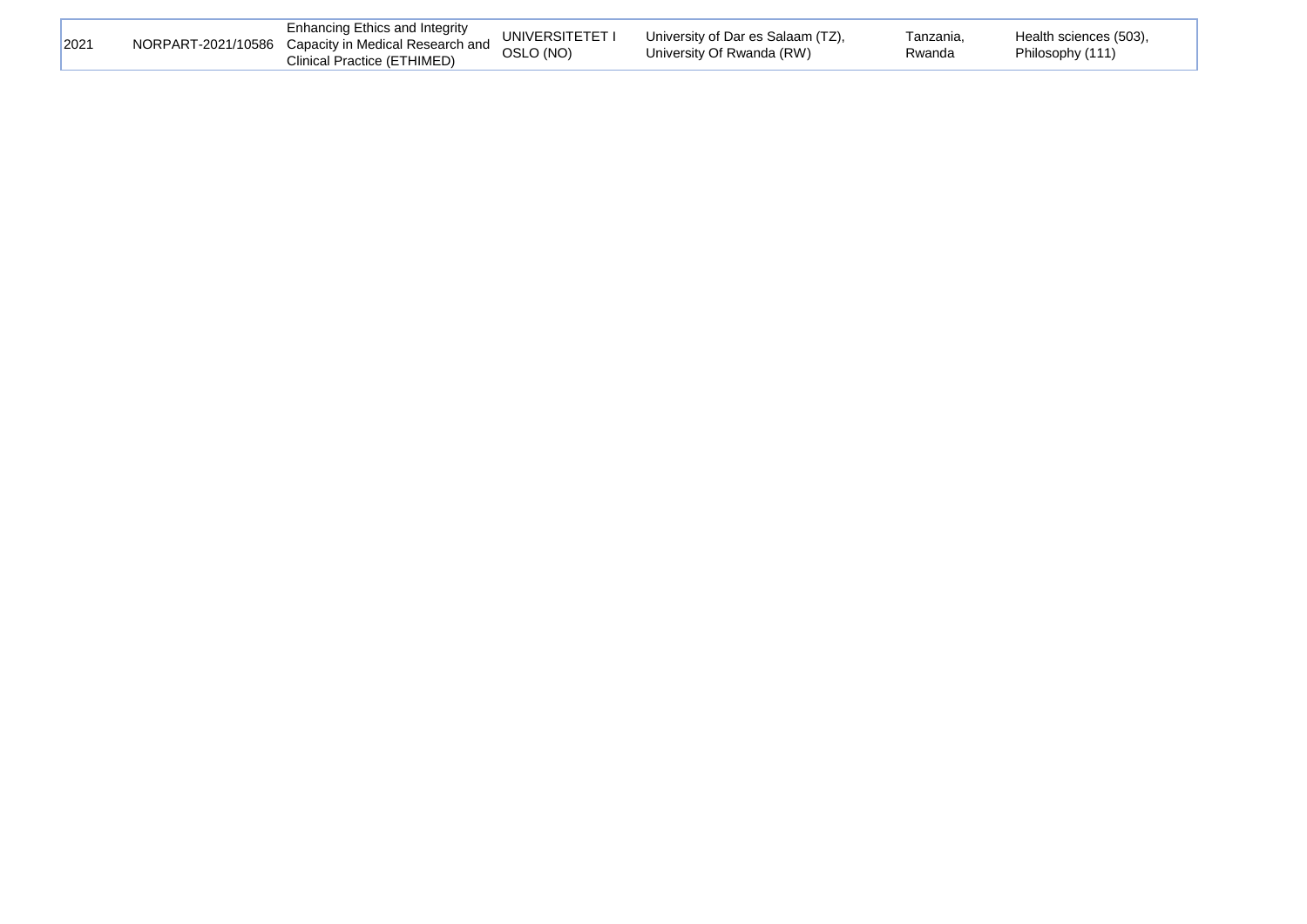| | | | | | | |
|---|---|---|---|---|---|---|
| 2021 | NORPART-2021/10586 | Enhancing Ethics and Integrity Capacity in Medical Research and Clinical Practice (ETHIMED) | UNIVERSITETET I OSLO (NO) | University of Dar es Salaam (TZ), University Of Rwanda (RW) | Tanzania, Rwanda | Health sciences (503), Philosophy (111) |